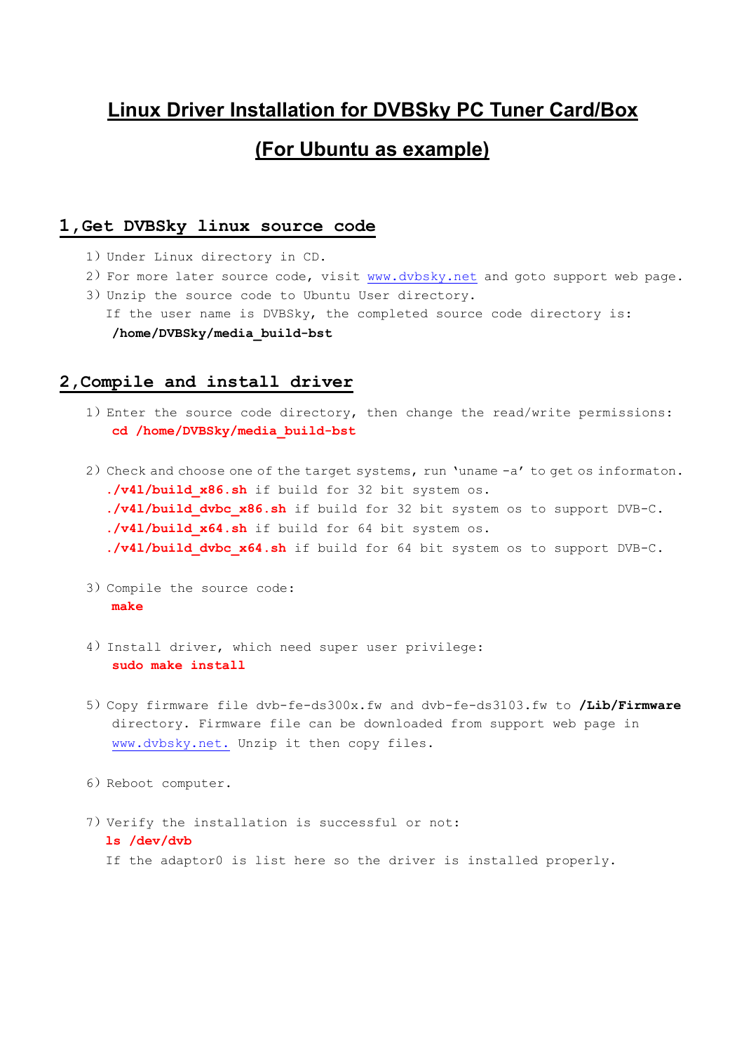# Linux Driver Installation for DVBSky PC Tuner Card/Box

# (For Ubuntu as example)

## 1,Get DVBSky linux source code

1) Under Linux directory in CD.
2) For more later source code, visit www.dvbsky.net and goto support web page.
3) Unzip the source code to Ubuntu User directory.
   If the user name is DVBSky, the completed source code directory is:
   **/home/DVBSky/media_build-bst**

## 2,Compile and install driver

1) Enter the source code directory, then change the read/write permissions:
   **cd /home/DVBSky/media_build-bst**

2) Check and choose one of the target systems, run 'uname -a' to get os informaton.
   **./v4l/build_x86.sh** if build for 32 bit system os.
   **./v4l/build_dvbc_x86.sh** if build for 32 bit system os to support DVB-C.
   **./v4l/build_x64.sh** if build for 64 bit system os.
   **./v4l/build_dvbc_x64.sh** if build for 64 bit system os to support DVB-C.

3) Compile the source code:
   **make**

4) Install driver, which need super user privilege:
   **sudo make install**

5) Copy firmware file dvb-fe-ds300x.fw and dvb-fe-ds3103.fw to **/Lib/Firmware** directory. Firmware file can be downloaded from support web page in www.dvbsky.net. Unzip it then copy files.

6) Reboot computer.

7) Verify the installation is successful or not:
   **ls /dev/dvb**
   If the adaptor0 is list here so the driver is installed properly.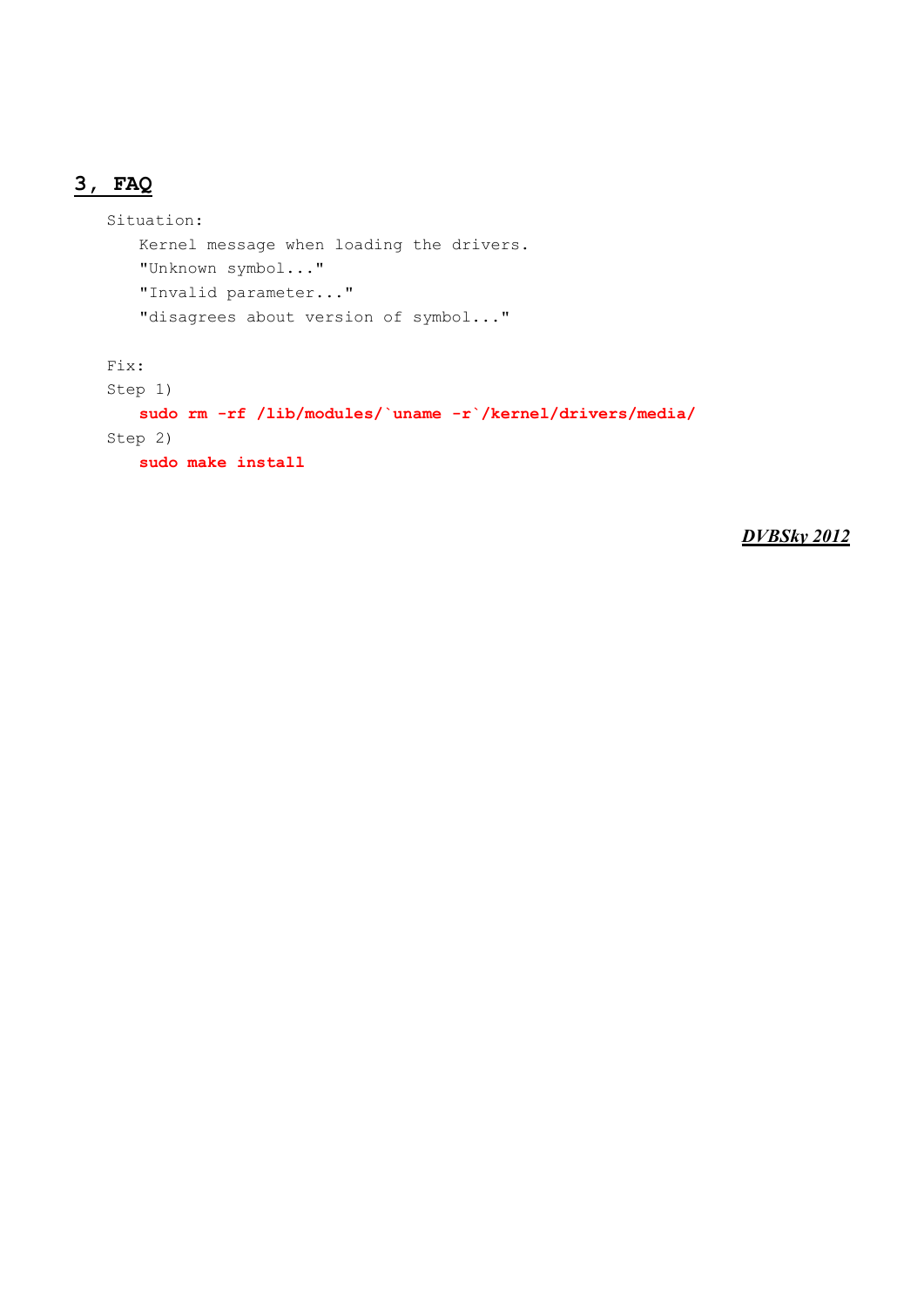## 3, FAQ

Situation:

Kernel message when loading the drivers.
"Unknown symbol..."
"Invalid parameter..."
"disagrees about version of symbol..."

Fix:

Step 1)

```
sudo rm -rf /lib/modules/`uname -r`/kernel/drivers/media/
```

Step 2)

```
sudo make install
```

***DVBSky 2012***